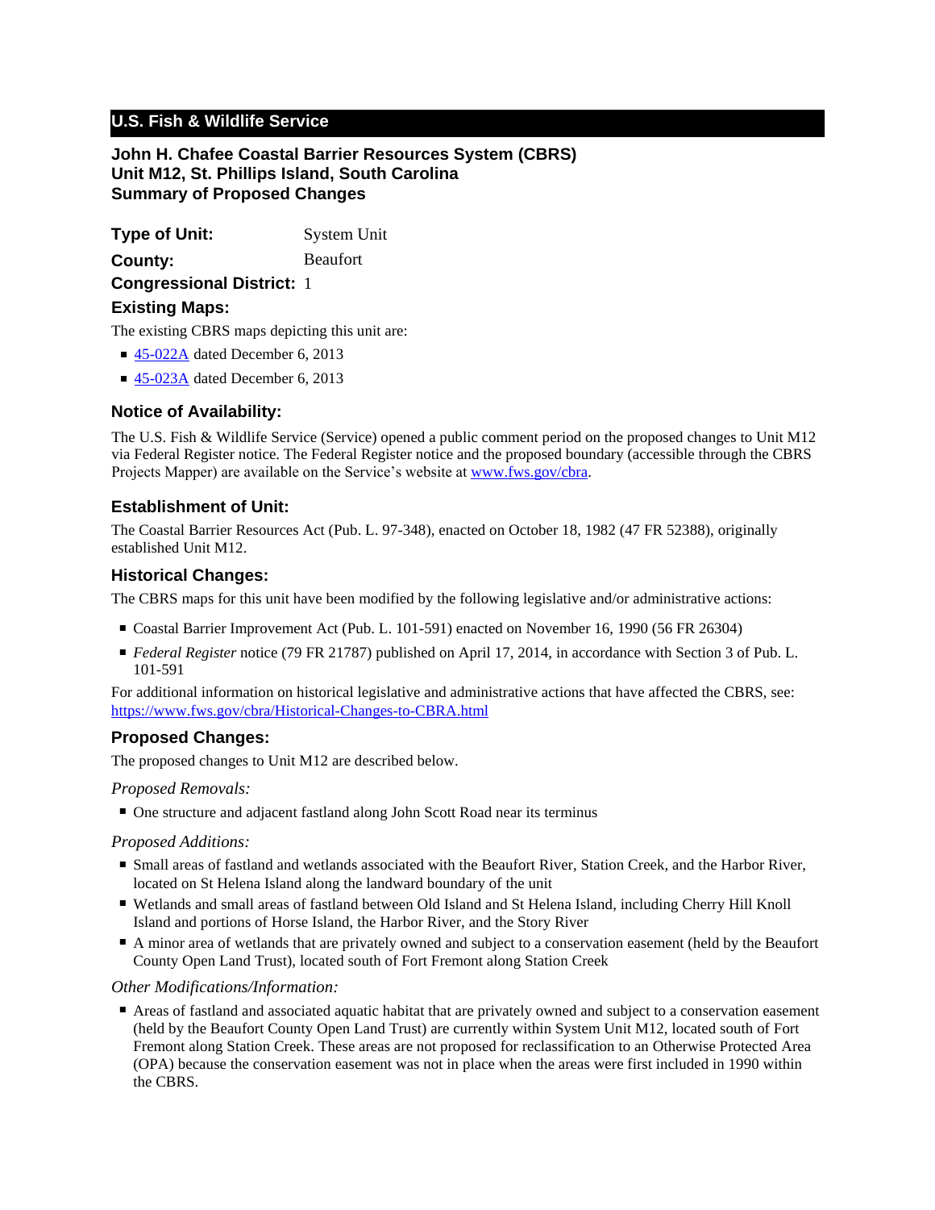**U.S. Fish & Wildlife Service**

# John H. Chafee Coastal Barrier Resources System (CBRS)
# Unit M12, St. Phillips Island, South Carolina
# Summary of Proposed Changes

**Type of Unit:** System Unit

**County:** Beaufort

**Congressional District:** 1

## Existing Maps:

The existing CBRS maps depicting this unit are:

- [45-022A](45-022A) dated December 6, 2013
- [45-023A](45-023A) dated December 6, 2013

## Notice of Availability:

The U.S. Fish & Wildlife Service (Service) opened a public comment period on the proposed changes to Unit M12 via Federal Register notice. The Federal Register notice and the proposed boundary (accessible through the CBRS Projects Mapper) are available on the Service's website at [www.fws.gov/cbra](www.fws.gov/cbra).

## Establishment of Unit:

The Coastal Barrier Resources Act (Pub. L. 97-348), enacted on October 18, 1982 (47 FR 52388), originally established Unit M12.

## Historical Changes:

The CBRS maps for this unit have been modified by the following legislative and/or administrative actions:

- Coastal Barrier Improvement Act (Pub. L. 101-591) enacted on November 16, 1990 (56 FR 26304)
- *Federal Register* notice (79 FR 21787) published on April 17, 2014, in accordance with Section 3 of Pub. L. 101-591

For additional information on historical legislative and administrative actions that have affected the CBRS, see: [https://www.fws.gov/cbra/Historical-Changes-to-CBRA.html](https://www.fws.gov/cbra/Historical-Changes-to-CBRA.html)

## Proposed Changes:

The proposed changes to Unit M12 are described below.

### *Proposed Removals:*

- One structure and adjacent fastland along John Scott Road near its terminus

### *Proposed Additions:*

- Small areas of fastland and wetlands associated with the Beaufort River, Station Creek, and the Harbor River, located on St Helena Island along the landward boundary of the unit
- Wetlands and small areas of fastland between Old Island and St Helena Island, including Cherry Hill Knoll Island and portions of Horse Island, the Harbor River, and the Story River
- A minor area of wetlands that are privately owned and subject to a conservation easement (held by the Beaufort County Open Land Trust), located south of Fort Fremont along Station Creek

### *Other Modifications/Information:*

- Areas of fastland and associated aquatic habitat that are privately owned and subject to a conservation easement (held by the Beaufort County Open Land Trust) are currently within System Unit M12, located south of Fort Fremont along Station Creek. These areas are not proposed for reclassification to an Otherwise Protected Area (OPA) because the conservation easement was not in place when the areas were first included in 1990 within the CBRS.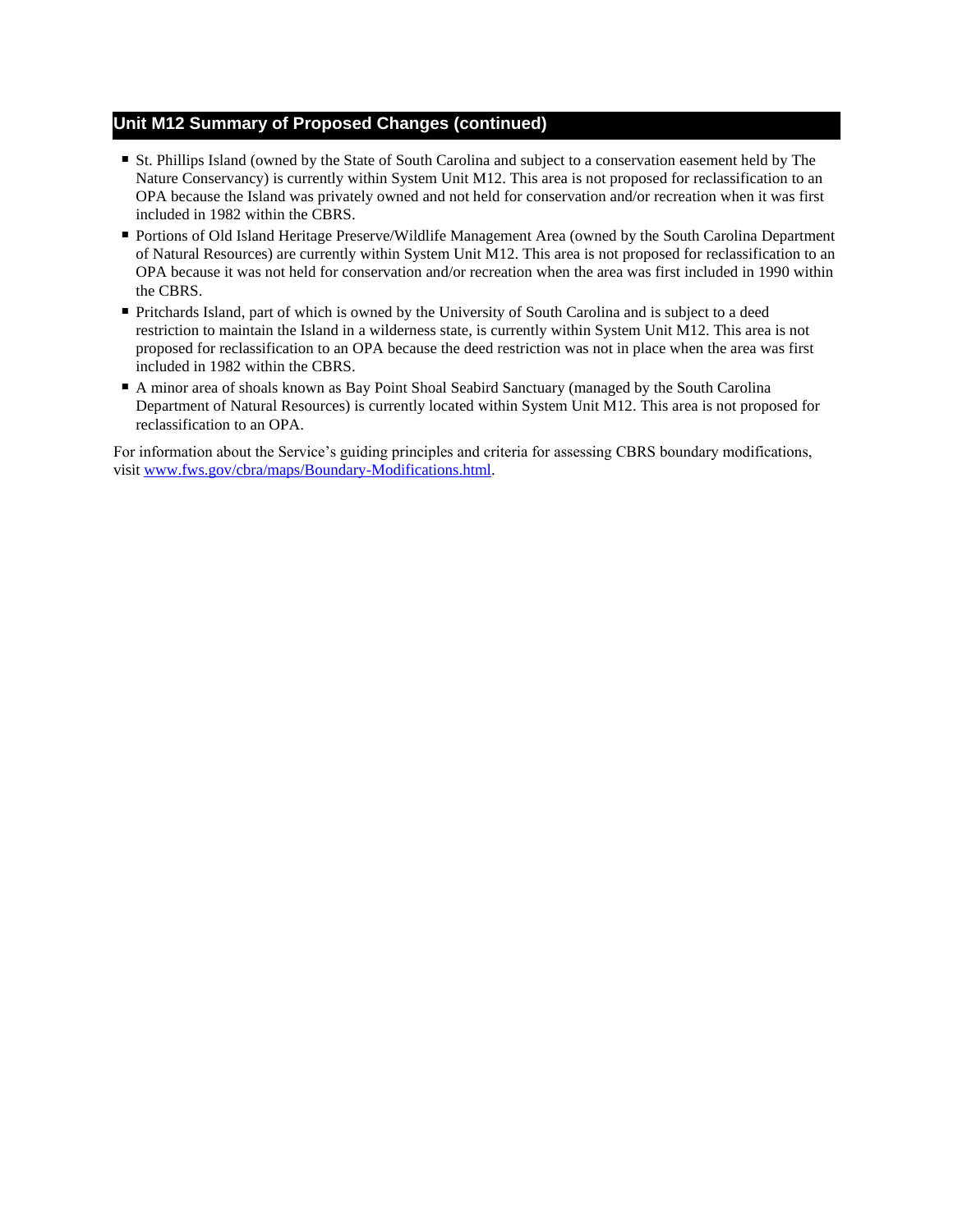## Unit M12 Summary of Proposed Changes (continued)

- St. Phillips Island (owned by the State of South Carolina and subject to a conservation easement held by The Nature Conservancy) is currently within System Unit M12. This area is not proposed for reclassification to an OPA because the Island was privately owned and not held for conservation and/or recreation when it was first included in 1982 within the CBRS.
- Portions of Old Island Heritage Preserve/Wildlife Management Area (owned by the South Carolina Department of Natural Resources) are currently within System Unit M12. This area is not proposed for reclassification to an OPA because it was not held for conservation and/or recreation when the area was first included in 1990 within the CBRS.
- Pritchards Island, part of which is owned by the University of South Carolina and is subject to a deed restriction to maintain the Island in a wilderness state, is currently within System Unit M12. This area is not proposed for reclassification to an OPA because the deed restriction was not in place when the area was first included in 1982 within the CBRS.
- A minor area of shoals known as Bay Point Shoal Seabird Sanctuary (managed by the South Carolina Department of Natural Resources) is currently located within System Unit M12. This area is not proposed for reclassification to an OPA.

For information about the Service's guiding principles and criteria for assessing CBRS boundary modifications, visit [www.fws.gov/cbra/maps/Boundary-Modifications.html](http://www.fws.gov/cbra/maps/Boundary-Modifications.html).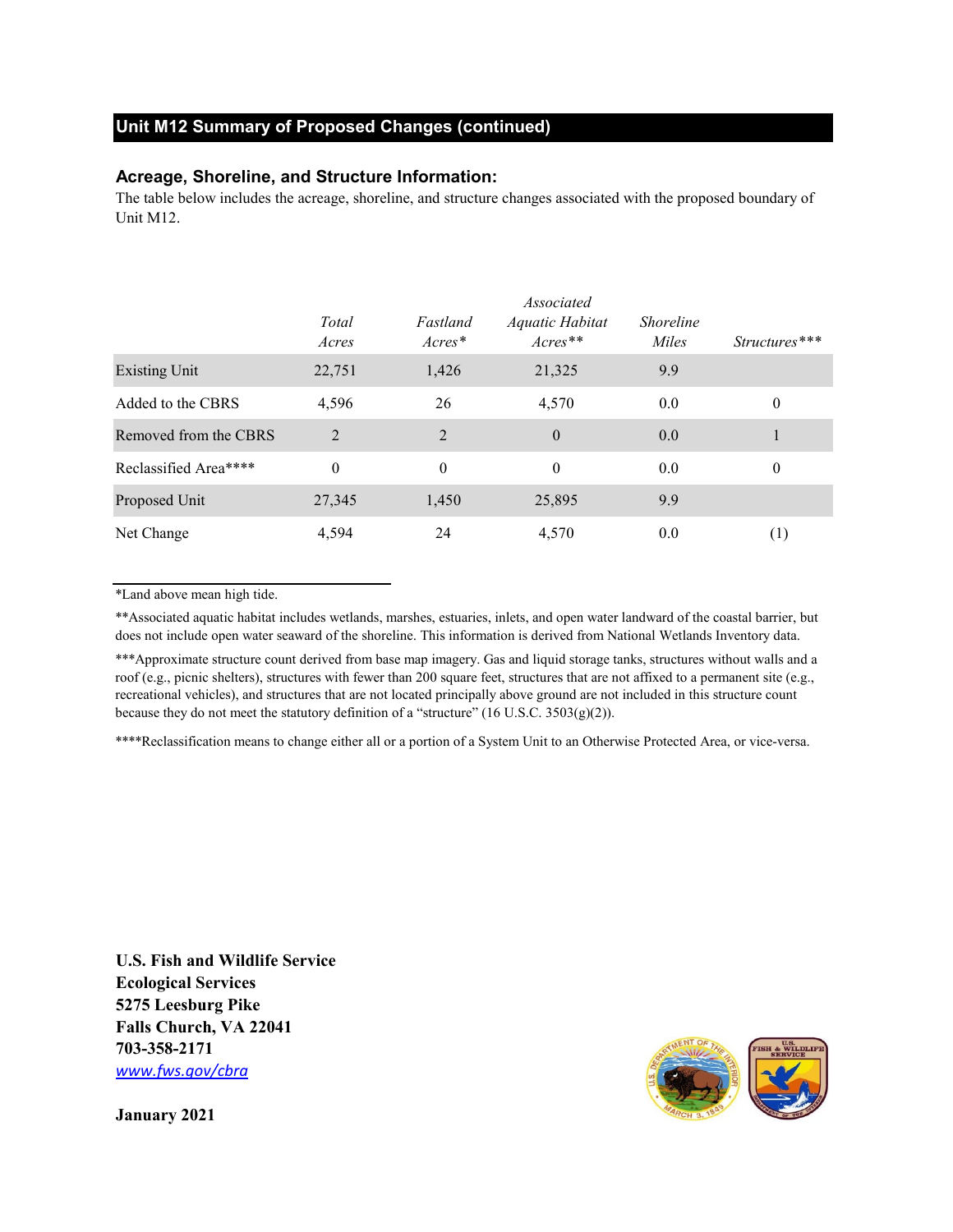## Unit M12 Summary of Proposed Changes (continued)

### Acreage, Shoreline, and Structure Information:

The table below includes the acreage, shoreline, and structure changes associated with the proposed boundary of Unit M12.

| | *Total Acres* | *Fastland Acres** | *Associated Aquatic Habitat Acres*** | *Shoreline Miles* | *Structures**** |
|---|---|---|---|---|---|
| Existing Unit | 22,751 | 1,426 | 21,325 | 9.9 | |
| Added to the CBRS | 4,596 | 26 | 4,570 | 0.0 | 0 |
| Removed from the CBRS | 2 | 2 | 0 | 0.0 | 1 |
| Reclassified Area**** | 0 | 0 | 0 | 0.0 | 0 |
| Proposed Unit | 27,345 | 1,450 | 25,895 | 9.9 | |
| Net Change | 4,594 | 24 | 4,570 | 0.0 | (1) |

*Land above mean high tide.

**Associated aquatic habitat includes wetlands, marshes, estuaries, inlets, and open water landward of the coastal barrier, but does not include open water seaward of the shoreline. This information is derived from National Wetlands Inventory data.

***Approximate structure count derived from base map imagery. Gas and liquid storage tanks, structures without walls and a roof (e.g., picnic shelters), structures with fewer than 200 square feet, structures that are not affixed to a permanent site (e.g., recreational vehicles), and structures that are not located principally above ground are not included in this structure count because they do not meet the statutory definition of a "structure" (16 U.S.C. 3503(g)(2)).

****Reclassification means to change either all or a portion of a System Unit to an Otherwise Protected Area, or vice-versa.

**U.S. Fish and Wildlife Service**
**Ecological Services**
**5275 Leesburg Pike**
**Falls Church, VA 22041**
**703-358-2171**
[www.fws.gov/cbra](http://www.fws.gov/cbra)

**January 2021**